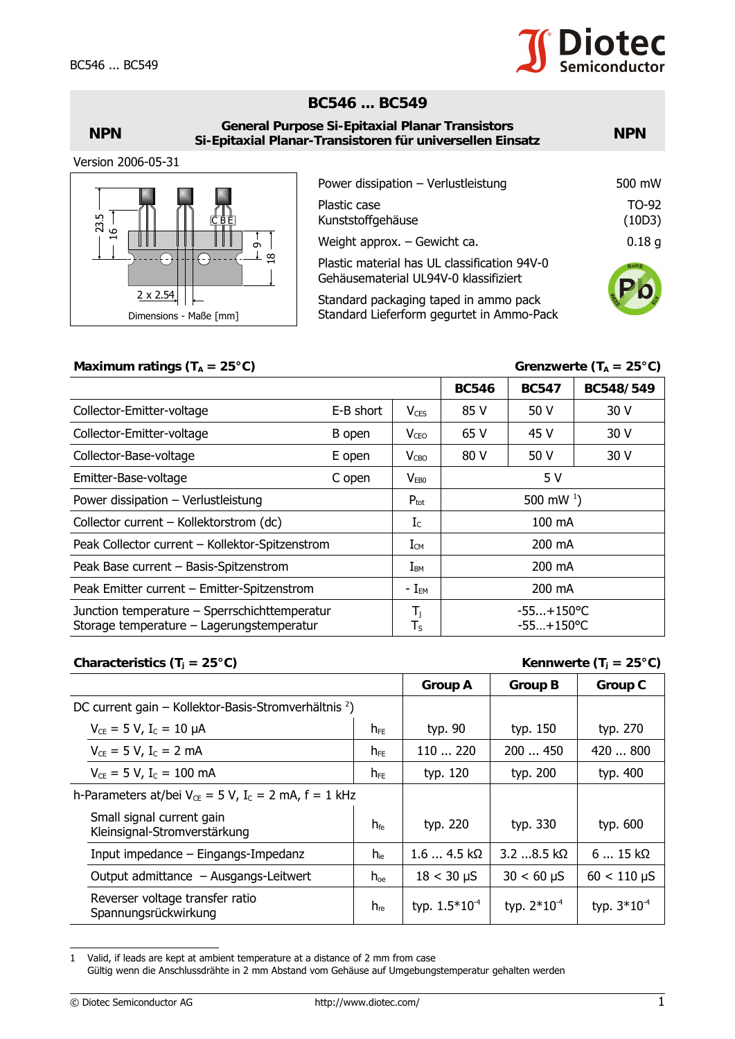# BC546 ... BC549

**NPN** — **General Purpose Si-Epitaxial Planar Transistors** — **NPN**
**Si-Epitaxial Planar-Transistoren für universellen Einsatz**

Version 2006-05-31

Dimensions - Maße [mm]

| | |
|---|---|
| Power dissipation – Verlustleistung | 500 mW |
| Plastic case<br>Kunststoffgehäuse | TO-92<br>(10D3) |
| Weight approx. – Gewicht ca. | 0.18 g |
| Plastic material has UL classification 94V-0<br>Gehäusematerial UL94V-0 klassifiziert | |
| Standard packaging taped in ammo pack<br>Standard Lieferform gegurtet in Ammo-Pack | |

## Maximum ratings ($T_A$ = 25°C) — Grenzwerte ($T_A$ = 25°C)

| | | | BC546 | BC547 | BC548/549 |
|---|---|---|---|---|---|
| Collector-Emitter-voltage | E-B short | $V_{CES}$ | 85 V | 50 V | 30 V |
| Collector-Emitter-voltage | B open | $V_{CEO}$ | 65 V | 45 V | 30 V |
| Collector-Base-voltage | E open | $V_{CBO}$ | 80 V | 50 V | 30 V |
| Emitter-Base-voltage | C open | $V_{EBO}$ | 5 V | | |
| Power dissipation – Verlustleistung | | $P_{tot}$ | 500 mW [1]) | | |
| Collector current – Kollektorstrom (dc) | | $I_C$ | 100 mA | | |
| Peak Collector current – Kollektor-Spitzenstrom | | $I_{CM}$ | 200 mA | | |
| Peak Base current – Basis-Spitzenstrom | | $I_{BM}$ | 200 mA | | |
| Peak Emitter current – Emitter-Spitzenstrom | | $-I_{EM}$ | 200 mA | | |
| Junction temperature – Sperrschichttemperatur<br>Storage temperature – Lagerungstemperatur | | $T_j$<br>$T_S$ | -55...+150°C<br>-55...+150°C | | |

## Characteristics ($T_j$ = 25°C) — Kennwerte ($T_j$ = 25°C)

| | | Group A | Group B | Group C |
|---|---|---|---|---|
| DC current gain – Kollektor-Basis-Stromverhältnis [2]) | | | | |
| $V_{CE}$ = 5 V, $I_C$ = 10 µA | $h_{FE}$ | typ. 90 | typ. 150 | typ. 270 |
| $V_{CE}$ = 5 V, $I_C$ = 2 mA | $h_{FE}$ | 110 ... 220 | 200 ... 450 | 420 ... 800 |
| $V_{CE}$ = 5 V, $I_C$ = 100 mA | $h_{FE}$ | typ. 120 | typ. 200 | typ. 400 |
| h-Parameters at/bei $V_{CE}$ = 5 V, $I_C$ = 2 mA, f = 1 kHz | | | | |
| Small signal current gain<br>Kleinsignal-Stromverstärkung | $h_{fe}$ | typ. 220 | typ. 330 | typ. 600 |
| Input impedance – Eingangs-Impedanz | $h_{ie}$ | 1.6 ... 4.5 kΩ | 3.2 ...8.5 kΩ | 6 ... 15 kΩ |
| Output admittance – Ausgangs-Leitwert | $h_{oe}$ | 18 < 30 µS | 30 < 60 µS | 60 < 110 µS |
| Reverser voltage transfer ratio<br>Spannungsrückwirkung | $h_{re}$ | typ. $1.5 \cdot 10^{-4}$ | typ. $2 \cdot 10^{-4}$ | typ. $3 \cdot 10^{-4}$ |

1 Valid, if leads are kept at ambient temperature at a distance of 2 mm from case
Gültig wenn die Anschlussdrähte in 2 mm Abstand vom Gehäuse auf Umgebungstemperatur gehalten werden

© Diotec Semiconductor AG — http://www.diotec.com/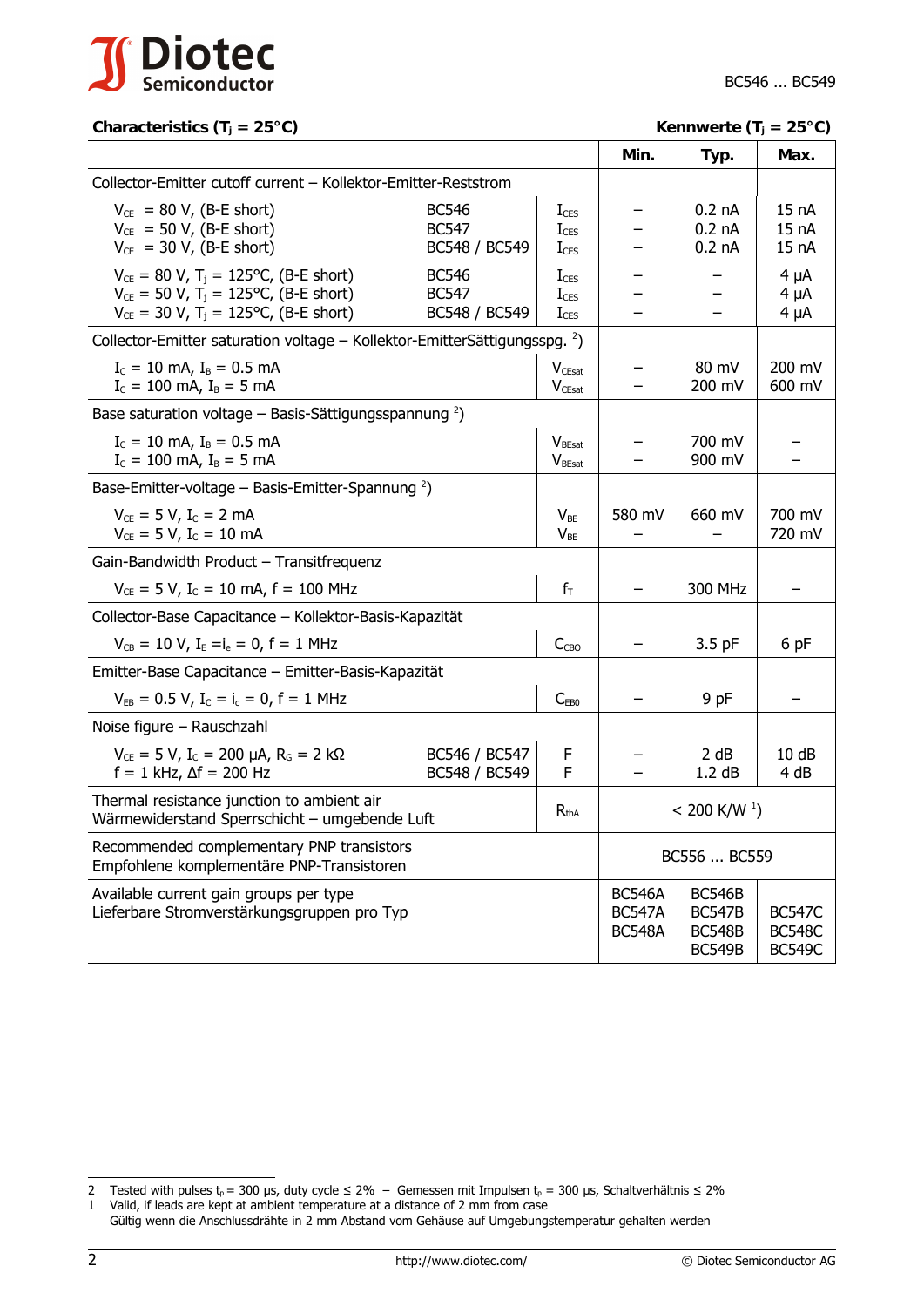**Characteristics ($T_j$ = 25°C)** **Kennwerte ($T_j$ = 25°C)**

| | | | Min. | Typ. | Max. |
|---|---|---|---|---|---|
| Collector-Emitter cutoff current – Kollektor-Emitter-Reststrom | | | | | |
| $V_{CE}$ = 80 V, (B-E short) | BC546 | $I_{CES}$ | – | 0.2 nA | 15 nA |
| $V_{CE}$ = 50 V, (B-E short) | BC547 | $I_{CES}$ | – | 0.2 nA | 15 nA |
| $V_{CE}$ = 30 V, (B-E short) | BC548 / BC549 | $I_{CES}$ | – | 0.2 nA | 15 nA |
| $V_{CE}$ = 80 V, $T_j$ = 125°C, (B-E short) | BC546 | $I_{CES}$ | – | – | 4 µA |
| $V_{CE}$ = 50 V, $T_j$ = 125°C, (B-E short) | BC547 | $I_{CES}$ | – | – | 4 µA |
| $V_{CE}$ = 30 V, $T_j$ = 125°C, (B-E short) | BC548 / BC549 | $I_{CES}$ | – | – | 4 µA |
| Collector-Emitter saturation voltage – Kollektor-EmitterSättigungsspg. [2]) | | | | | |
| $I_C$ = 10 mA, $I_B$ = 0.5 mA | | $V_{CEsat}$ | – | 80 mV | 200 mV |
| $I_C$ = 100 mA, $I_B$ = 5 mA | | $V_{CEsat}$ | – | 200 mV | 600 mV |
| Base saturation voltage – Basis-Sättigungsspannung [2]) | | | | | |
| $I_C$ = 10 mA, $I_B$ = 0.5 mA | | $V_{BEsat}$ | – | 700 mV | – |
| $I_C$ = 100 mA, $I_B$ = 5 mA | | $V_{BEsat}$ | – | 900 mV | – |
| Base-Emitter-voltage – Basis-Emitter-Spannung [2]) | | | | | |
| $V_{CE}$ = 5 V, $I_C$ = 2 mA | | $V_{BE}$ | 580 mV | 660 mV | 700 mV |
| $V_{CE}$ = 5 V, $I_C$ = 10 mA | | $V_{BE}$ | – | – | 720 mV |
| Gain-Bandwidth Product – Transitfrequenz | | | | | |
| $V_{CE}$ = 5 V, $I_C$ = 10 mA, f = 100 MHz | | $f_T$ | – | 300 MHz | – |
| Collector-Base Capacitance – Kollektor-Basis-Kapazität | | | | | |
| $V_{CB}$ = 10 V, $I_E$ = $i_e$ = 0, f = 1 MHz | | $C_{CBO}$ | – | 3.5 pF | 6 pF |
| Emitter-Base Capacitance – Emitter-Basis-Kapazität | | | | | |
| $V_{EB}$ = 0.5 V, $I_C$ = $i_c$ = 0, f = 1 MHz | | $C_{EB0}$ | – | 9 pF | – |
| Noise figure – Rauschzahl | | | | | |
| $V_{CE}$ = 5 V, $I_C$ = 200 µA, $R_G$ = 2 kΩ | BC546 / BC547 | F | – | 2 dB | 10 dB |
| f = 1 kHz, Δf = 200 Hz | BC548 / BC549 | F | – | 1.2 dB | 4 dB |
| Thermal resistance junction to ambient air<br>Wärmewiderstand Sperrschicht – umgebende Luft | | $R_{thA}$ | < 200 K/W [1]) | | |
| Recommended complementary PNP transistors<br>Empfohlene komplementäre PNP-Transistoren | | | BC556 ... BC559 | | |
| Available current gain groups per type<br>Lieferbare Stromverstärkungsgruppen pro Typ | | | BC546A<br>BC547A<br>BC548A | BC546B<br>BC547B<br>BC548B<br>BC549B | BC547C<br>BC548C<br>BC549C |

2 Tested with pulses $t_p$ = 300 µs, duty cycle ≤ 2% – Gemessen mit Impulsen $t_p$ = 300 µs, Schaltverhältnis ≤ 2%

1 Valid, if leads are kept at ambient temperature at a distance of 2 mm from case
Gültig wenn die Anschlussdrähte in 2 mm Abstand vom Gehäuse auf Umgebungstemperatur gehalten werden